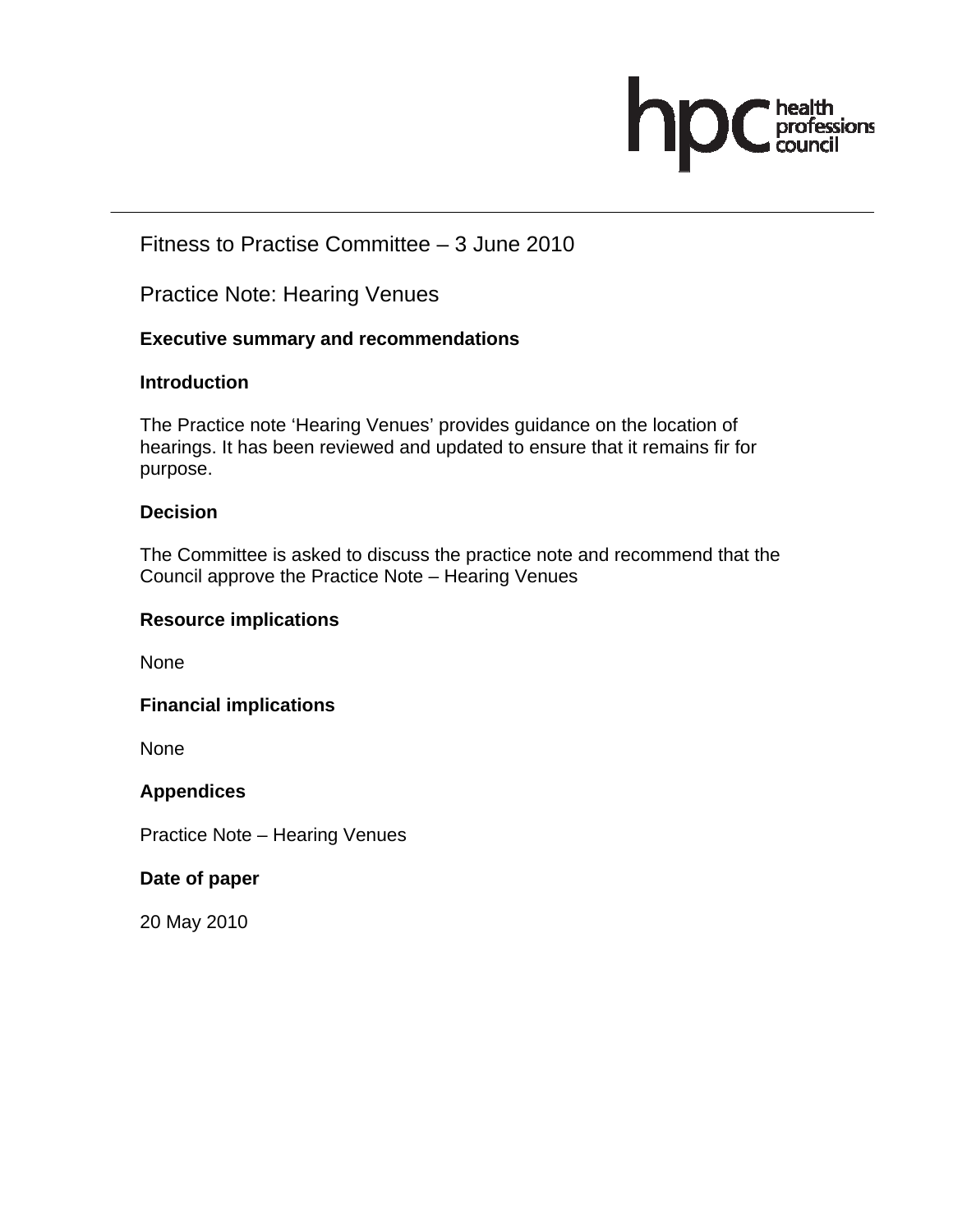hpc health professions council

---

Fitness to Practise Committee – 3 June 2010

Practice Note: Hearing Venues

**Executive summary and recommendations**

**Introduction**

The Practice note 'Hearing Venues' provides guidance on the location of hearings. It has been reviewed and updated to ensure that it remains fir for purpose.

**Decision**

The Committee is asked to discuss the practice note and recommend that the Council approve the Practice Note – Hearing Venues

**Resource implications**

None

**Financial implications**

None

**Appendices**

Practice Note – Hearing Venues

**Date of paper**

20 May 2010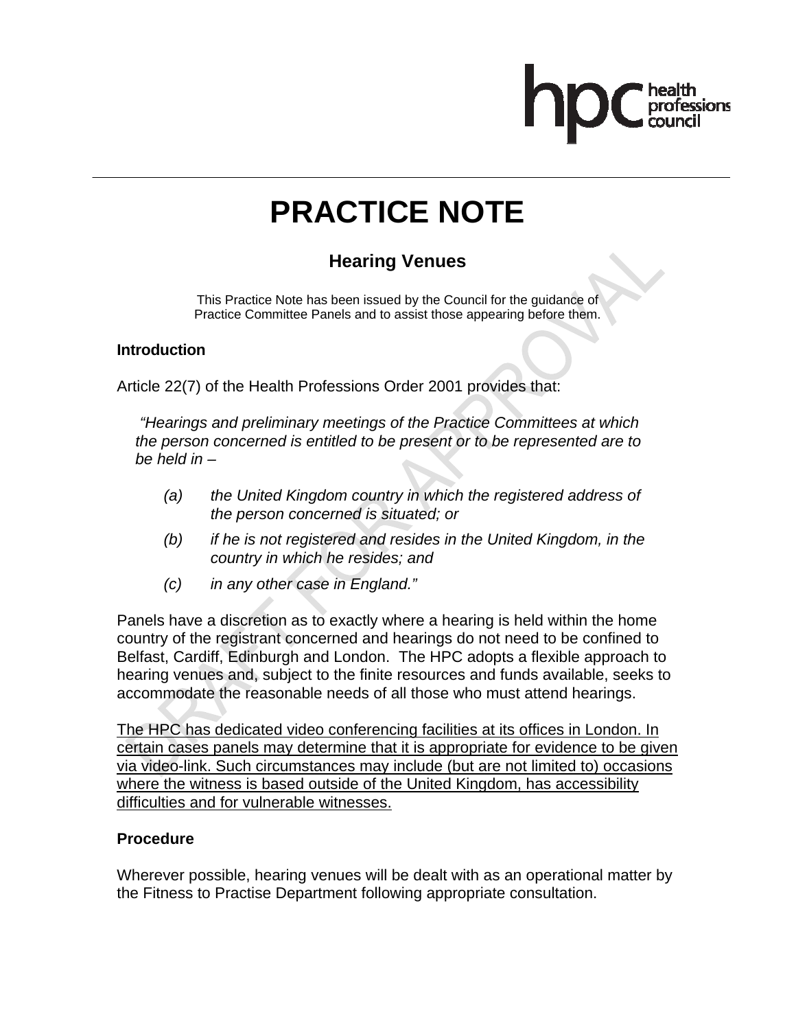# PRACTICE NOTE

## Hearing Venues

This Practice Note has been issued by the Council for the guidance of Practice Committee Panels and to assist those appearing before them.

### Introduction

Article 22(7) of the Health Professions Order 2001 provides that:

> *"Hearings and preliminary meetings of the Practice Committees at which the person concerned is entitled to be present or to be represented are to be held in –*
>
> *(a) the United Kingdom country in which the registered address of the person concerned is situated; or*
>
> *(b) if he is not registered and resides in the United Kingdom, in the country in which he resides; and*
>
> *(c) in any other case in England."*

Panels have a discretion as to exactly where a hearing is held within the home country of the registrant concerned and hearings do not need to be confined to Belfast, Cardiff, Edinburgh and London. The HPC adopts a flexible approach to hearing venues and, subject to the finite resources and funds available, seeks to accommodate the reasonable needs of all those who must attend hearings.

<u>The HPC has dedicated video conferencing facilities at its offices in London. In certain cases panels may determine that it is appropriate for evidence to be given via video-link. Such circumstances may include (but are not limited to) occasions where the witness is based outside of the United Kingdom, has accessibility difficulties and for vulnerable witnesses.</u>

### Procedure

Wherever possible, hearing venues will be dealt with as an operational matter by the Fitness to Practise Department following appropriate consultation.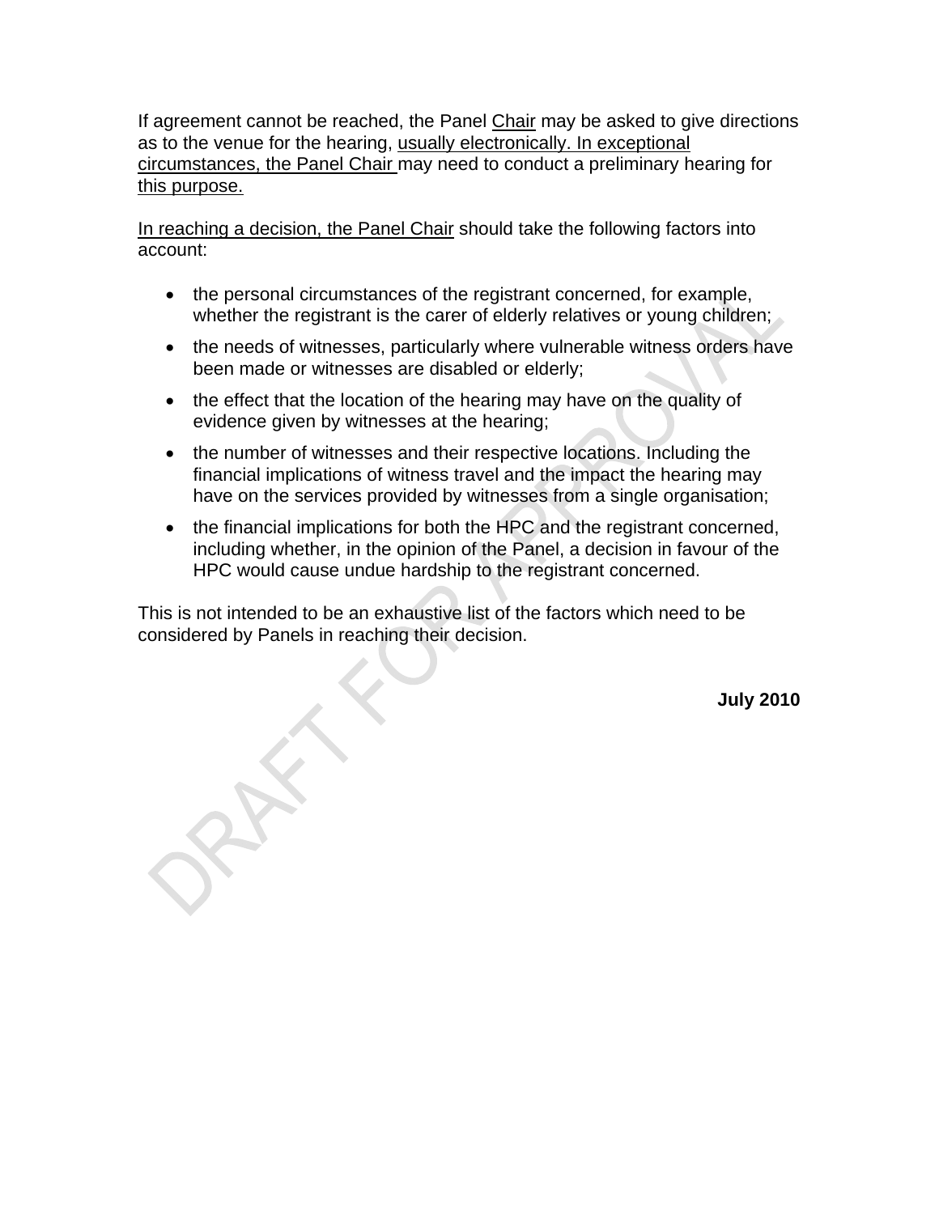If agreement cannot be reached, the Panel Chair may be asked to give directions as to the venue for the hearing, usually electronically. In exceptional circumstances, the Panel Chair may need to conduct a preliminary hearing for this purpose.

In reaching a decision, the Panel Chair should take the following factors into account:

- the personal circumstances of the registrant concerned, for example, whether the registrant is the carer of elderly relatives or young children;
- the needs of witnesses, particularly where vulnerable witness orders have been made or witnesses are disabled or elderly;
- the effect that the location of the hearing may have on the quality of evidence given by witnesses at the hearing;
- the number of witnesses and their respective locations. Including the financial implications of witness travel and the impact the hearing may have on the services provided by witnesses from a single organisation;
- the financial implications for both the HPC and the registrant concerned, including whether, in the opinion of the Panel, a decision in favour of the HPC would cause undue hardship to the registrant concerned.

This is not intended to be an exhaustive list of the factors which need to be considered by Panels in reaching their decision.

**July 2010**